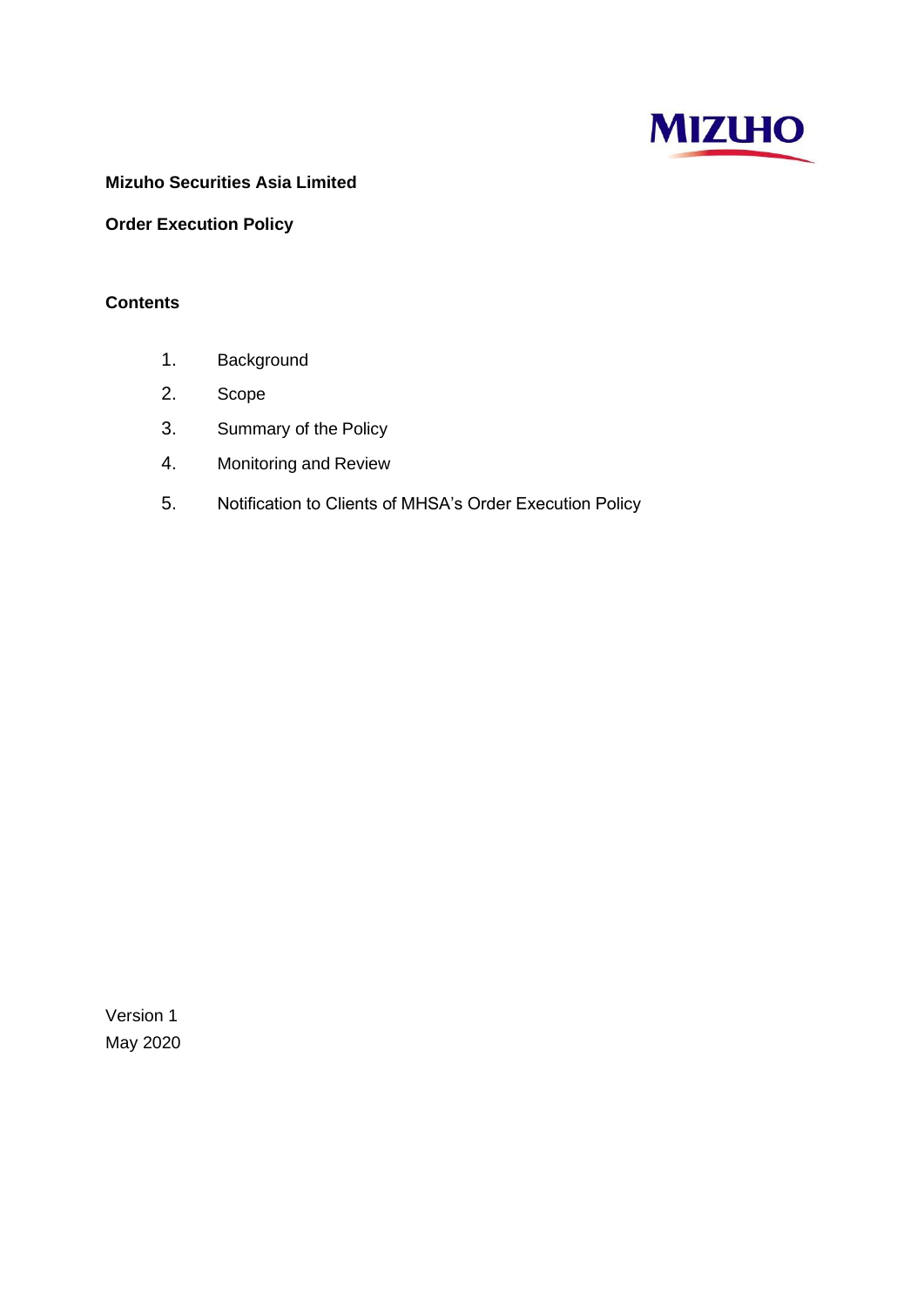**Mizuho Securities Asia Limited**

**Order Execution Policy**

**Contents**

1. Background
2. Scope
3. Summary of the Policy
4. Monitoring and Review
5. Notification to Clients of MHSA's Order Execution Policy

Version 1
May 2020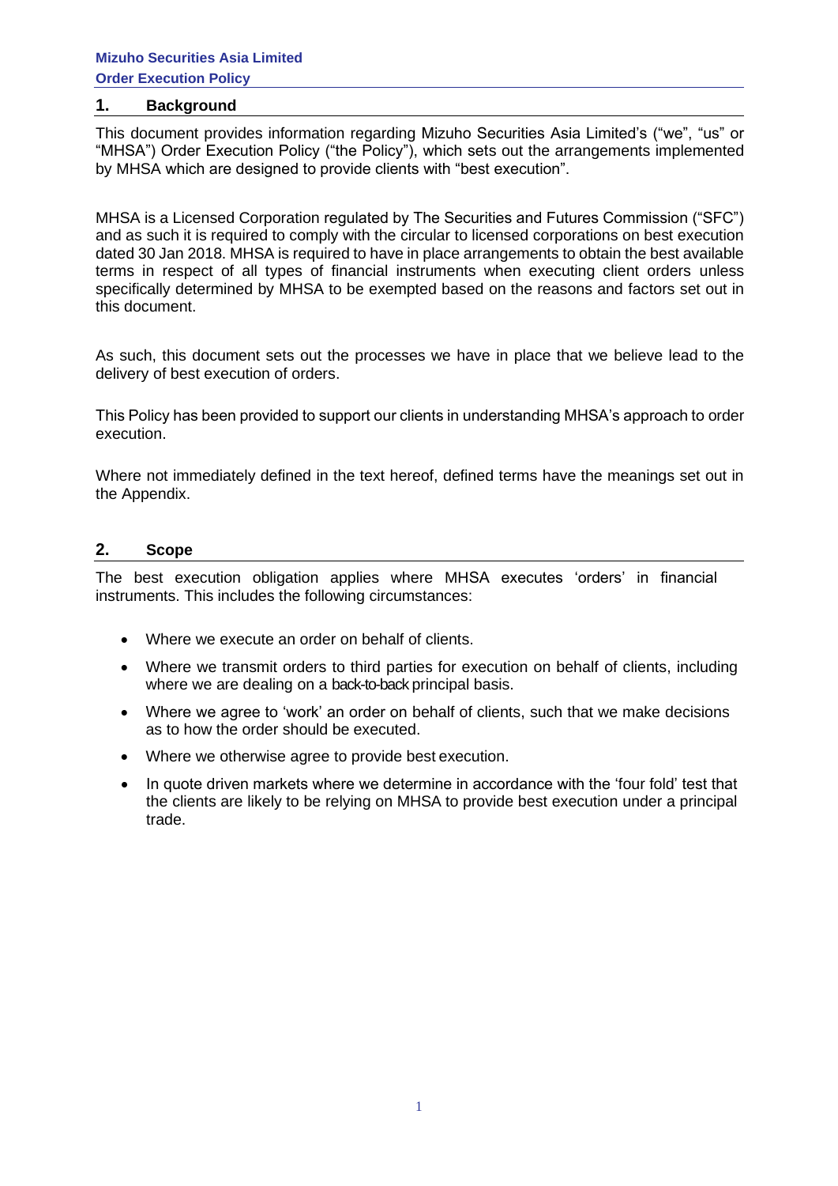## 1. Background

This document provides information regarding Mizuho Securities Asia Limited's ("we", "us" or "MHSA") Order Execution Policy ("the Policy"), which sets out the arrangements implemented by MHSA which are designed to provide clients with "best execution".

MHSA is a Licensed Corporation regulated by The Securities and Futures Commission ("SFC") and as such it is required to comply with the circular to licensed corporations on best execution dated 30 Jan 2018. MHSA is required to have in place arrangements to obtain the best available terms in respect of all types of financial instruments when executing client orders unless specifically determined by MHSA to be exempted based on the reasons and factors set out in this document.

As such, this document sets out the processes we have in place that we believe lead to the delivery of best execution of orders.

This Policy has been provided to support our clients in understanding MHSA's approach to order execution.

Where not immediately defined in the text hereof, defined terms have the meanings set out in the Appendix.

## 2. Scope

The best execution obligation applies where MHSA executes 'orders' in financial instruments. This includes the following circumstances:

- Where we execute an order on behalf of clients.
- Where we transmit orders to third parties for execution on behalf of clients, including where we are dealing on a back-to-back principal basis.
- Where we agree to 'work' an order on behalf of clients, such that we make decisions as to how the order should be executed.
- Where we otherwise agree to provide best execution.
- In quote driven markets where we determine in accordance with the 'four fold' test that the clients are likely to be relying on MHSA to provide best execution under a principal trade.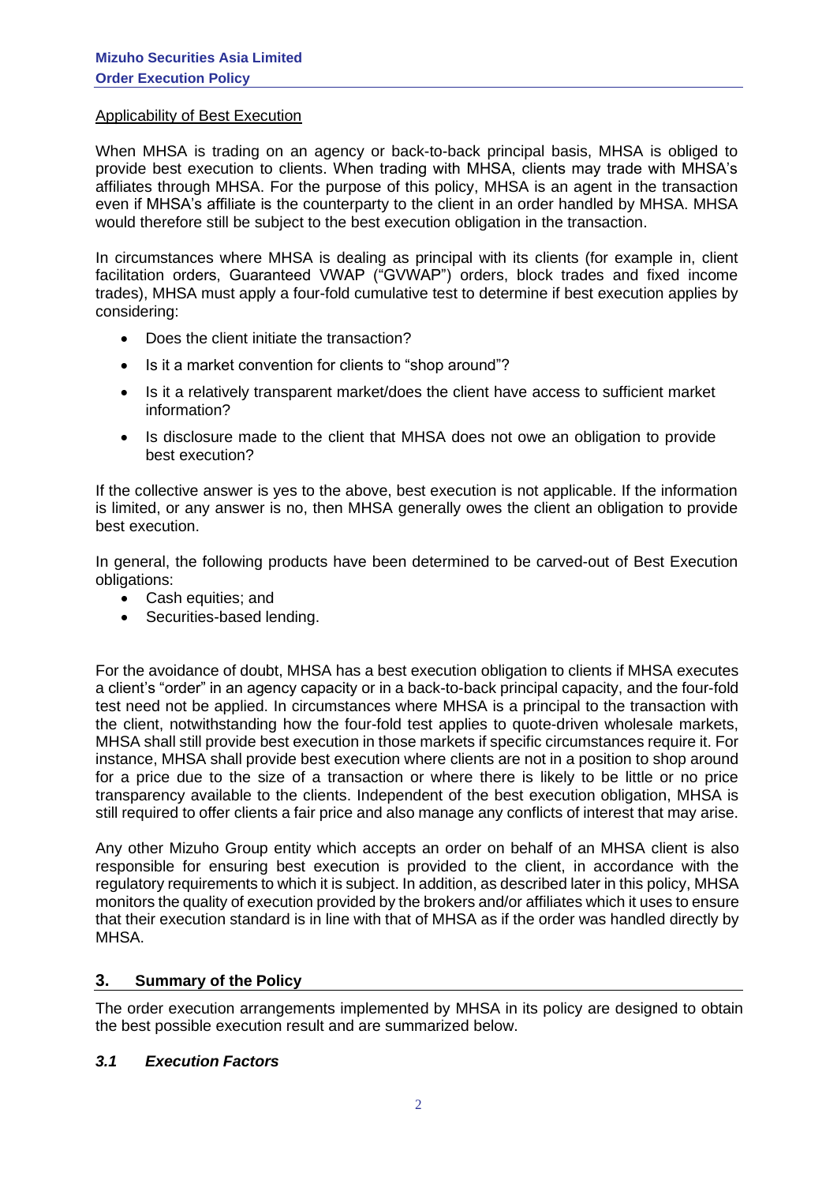Applicability of Best Execution

When MHSA is trading on an agency or back-to-back principal basis, MHSA is obliged to provide best execution to clients. When trading with MHSA, clients may trade with MHSA's affiliates through MHSA. For the purpose of this policy, MHSA is an agent in the transaction even if MHSA's affiliate is the counterparty to the client in an order handled by MHSA. MHSA would therefore still be subject to the best execution obligation in the transaction.

In circumstances where MHSA is dealing as principal with its clients (for example in, client facilitation orders, Guaranteed VWAP ("GVWAP") orders, block trades and fixed income trades), MHSA must apply a four-fold cumulative test to determine if best execution applies by considering:

- Does the client initiate the transaction?
- Is it a market convention for clients to "shop around"?
- Is it a relatively transparent market/does the client have access to sufficient market information?
- Is disclosure made to the client that MHSA does not owe an obligation to provide best execution?

If the collective answer is yes to the above, best execution is not applicable. If the information is limited, or any answer is no, then MHSA generally owes the client an obligation to provide best execution.

In general, the following products have been determined to be carved-out of Best Execution obligations:

- Cash equities; and
- Securities-based lending.

For the avoidance of doubt, MHSA has a best execution obligation to clients if MHSA executes a client's "order" in an agency capacity or in a back-to-back principal capacity, and the four-fold test need not be applied. In circumstances where MHSA is a principal to the transaction with the client, notwithstanding how the four-fold test applies to quote-driven wholesale markets, MHSA shall still provide best execution in those markets if specific circumstances require it. For instance, MHSA shall provide best execution where clients are not in a position to shop around for a price due to the size of a transaction or where there is likely to be little or no price transparency available to the clients. Independent of the best execution obligation, MHSA is still required to offer clients a fair price and also manage any conflicts of interest that may arise.

Any other Mizuho Group entity which accepts an order on behalf of an MHSA client is also responsible for ensuring best execution is provided to the client, in accordance with the regulatory requirements to which it is subject. In addition, as described later in this policy, MHSA monitors the quality of execution provided by the brokers and/or affiliates which it uses to ensure that their execution standard is in line with that of MHSA as if the order was handled directly by MHSA.

## 3. Summary of the Policy

The order execution arrangements implemented by MHSA in its policy are designed to obtain the best possible execution result and are summarized below.

### *3.1 Execution Factors*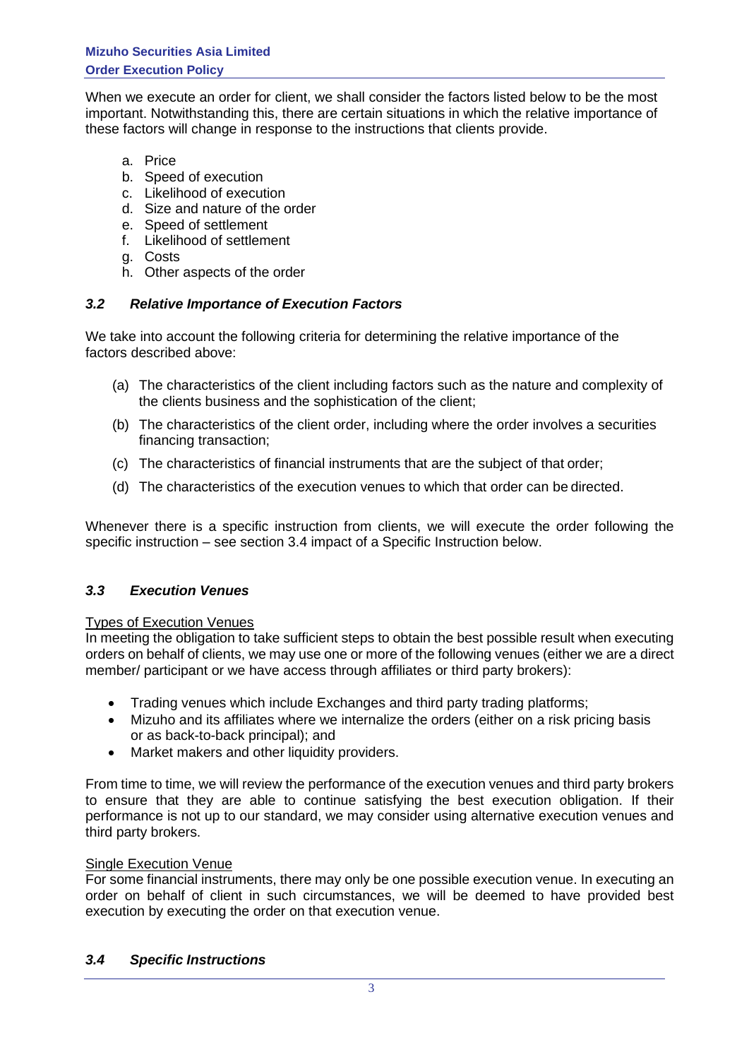When we execute an order for client, we shall consider the factors listed below to be the most important. Notwithstanding this, there are certain situations in which the relative importance of these factors will change in response to the instructions that clients provide.

a. Price
b. Speed of execution
c. Likelihood of execution
d. Size and nature of the order
e. Speed of settlement
f. Likelihood of settlement
g. Costs
h. Other aspects of the order

### *3.2 Relative Importance of Execution Factors*

We take into account the following criteria for determining the relative importance of the factors described above:

(a) The characteristics of the client including factors such as the nature and complexity of the clients business and the sophistication of the client;

(b) The characteristics of the client order, including where the order involves a securities financing transaction;

(c) The characteristics of financial instruments that are the subject of that order;

(d) The characteristics of the execution venues to which that order can be directed.

Whenever there is a specific instruction from clients, we will execute the order following the specific instruction – see section 3.4 impact of a Specific Instruction below.

### *3.3 Execution Venues*

Types of Execution Venues

In meeting the obligation to take sufficient steps to obtain the best possible result when executing orders on behalf of clients, we may use one or more of the following venues (either we are a direct member/ participant or we have access through affiliates or third party brokers):

- Trading venues which include Exchanges and third party trading platforms;
- Mizuho and its affiliates where we internalize the orders (either on a risk pricing basis or as back-to-back principal); and
- Market makers and other liquidity providers.

From time to time, we will review the performance of the execution venues and third party brokers to ensure that they are able to continue satisfying the best execution obligation. If their performance is not up to our standard, we may consider using alternative execution venues and third party brokers.

Single Execution Venue

For some financial instruments, there may only be one possible execution venue. In executing an order on behalf of client in such circumstances, we will be deemed to have provided best execution by executing the order on that execution venue.

### *3.4 Specific Instructions*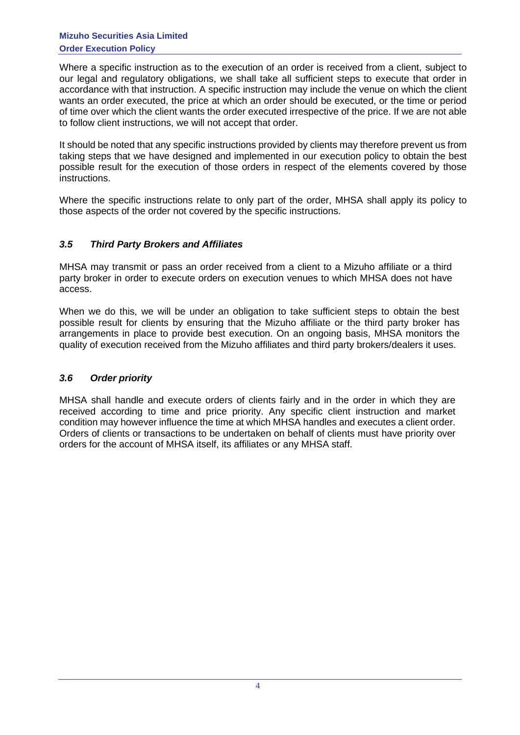Where a specific instruction as to the execution of an order is received from a client, subject to our legal and regulatory obligations, we shall take all sufficient steps to execute that order in accordance with that instruction. A specific instruction may include the venue on which the client wants an order executed, the price at which an order should be executed, or the time or period of time over which the client wants the order executed irrespective of the price. If we are not able to follow client instructions, we will not accept that order.

It should be noted that any specific instructions provided by clients may therefore prevent us from taking steps that we have designed and implemented in our execution policy to obtain the best possible result for the execution of those orders in respect of the elements covered by those instructions.

Where the specific instructions relate to only part of the order, MHSA shall apply its policy to those aspects of the order not covered by the specific instructions.

### *3.5 Third Party Brokers and Affiliates*

MHSA may transmit or pass an order received from a client to a Mizuho affiliate or a third party broker in order to execute orders on execution venues to which MHSA does not have access.

When we do this, we will be under an obligation to take sufficient steps to obtain the best possible result for clients by ensuring that the Mizuho affiliate or the third party broker has arrangements in place to provide best execution. On an ongoing basis, MHSA monitors the quality of execution received from the Mizuho affiliates and third party brokers/dealers it uses.

### *3.6 Order priority*

MHSA shall handle and execute orders of clients fairly and in the order in which they are received according to time and price priority. Any specific client instruction and market condition may however influence the time at which MHSA handles and executes a client order. Orders of clients or transactions to be undertaken on behalf of clients must have priority over orders for the account of MHSA itself, its affiliates or any MHSA staff.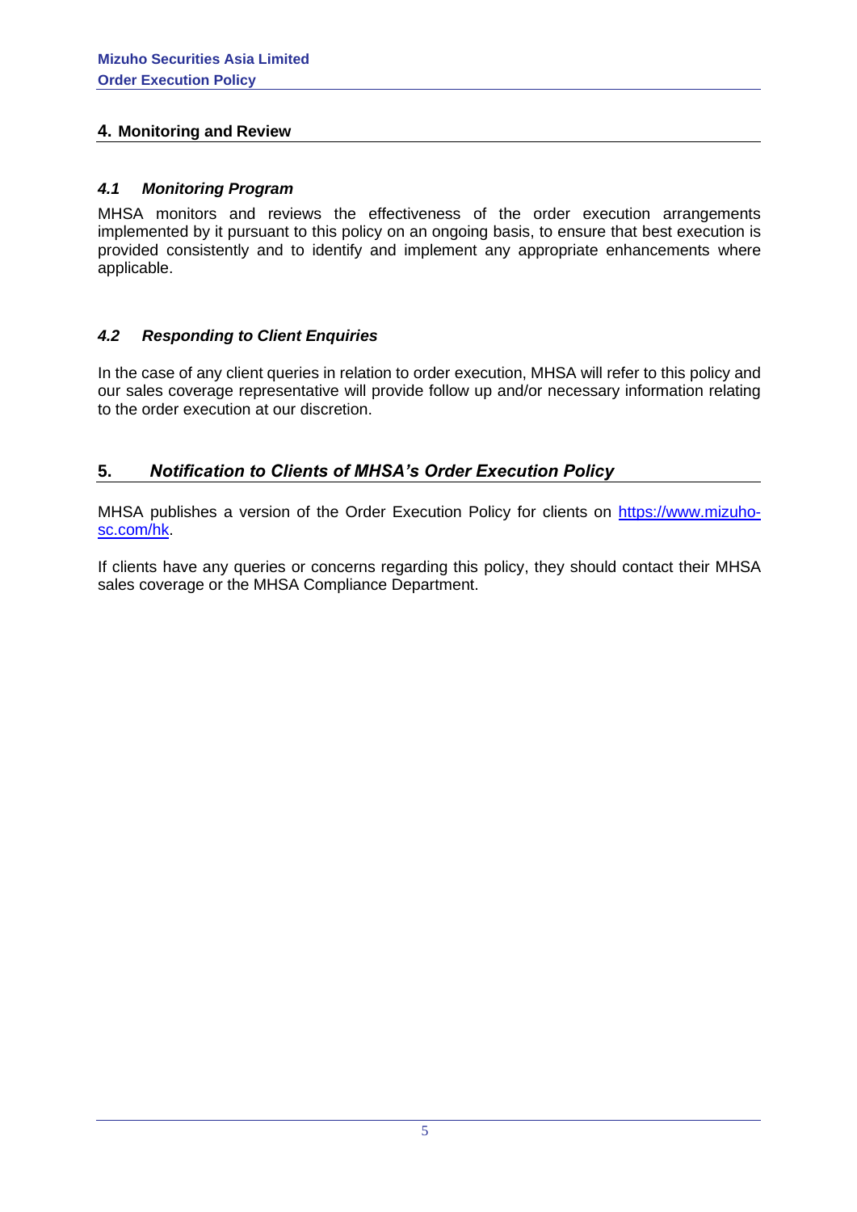## 4. Monitoring and Review

### *4.1 Monitoring Program*

MHSA monitors and reviews the effectiveness of the order execution arrangements implemented by it pursuant to this policy on an ongoing basis, to ensure that best execution is provided consistently and to identify and implement any appropriate enhancements where applicable.

### *4.2 Responding to Client Enquiries*

In the case of any client queries in relation to order execution, MHSA will refer to this policy and our sales coverage representative will provide follow up and/or necessary information relating to the order execution at our discretion.

## 5. *Notification to Clients of MHSA's Order Execution Policy*

MHSA publishes a version of the Order Execution Policy for clients on [https://www.mizuho-sc.com/hk](https://www.mizuho-sc.com/hk).

If clients have any queries or concerns regarding this policy, they should contact their MHSA sales coverage or the MHSA Compliance Department.